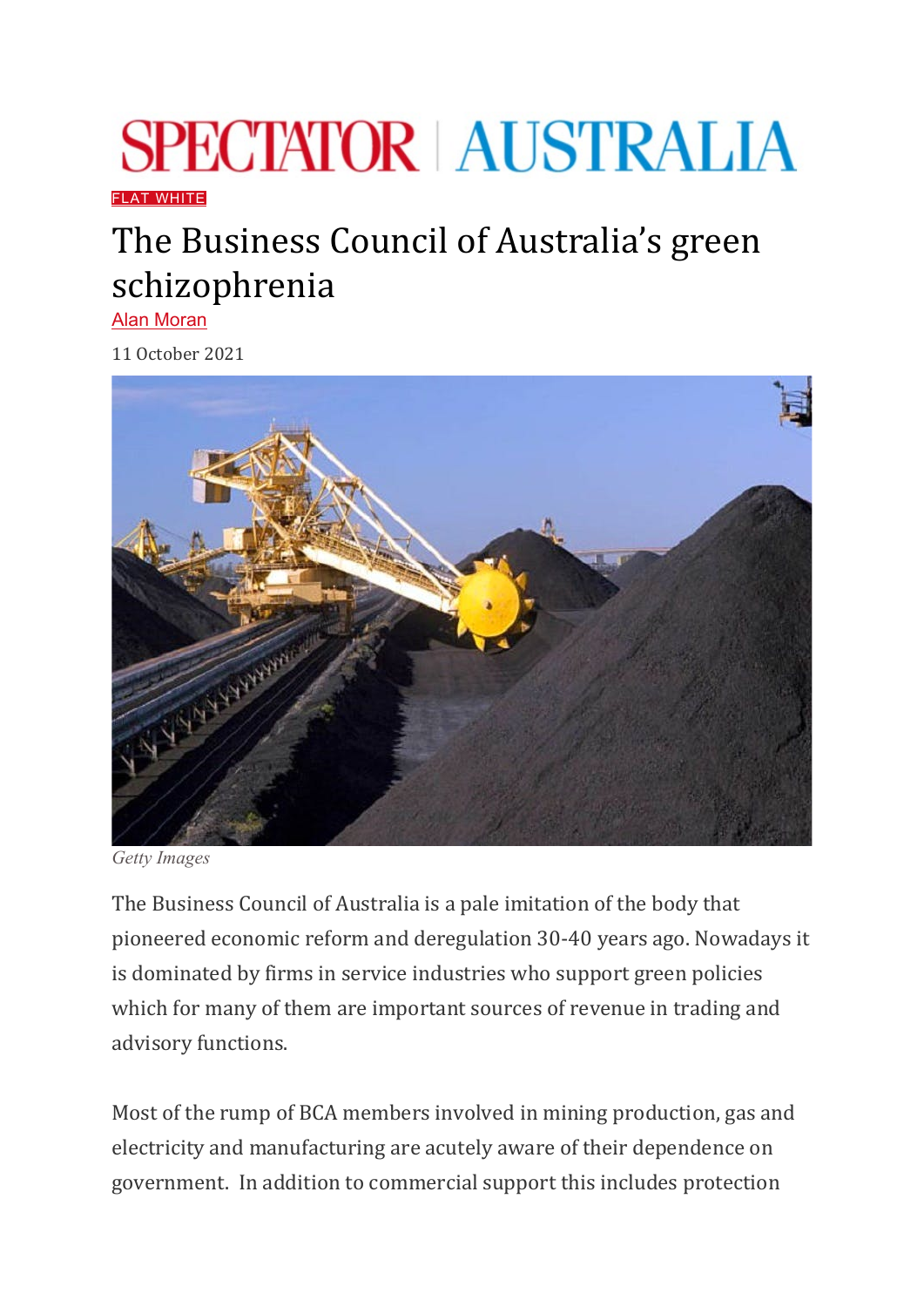SPECTATOR | AUSTRALIA

FLAT WHITE

# The Business Council of Australia's green schizophrenia

Alan Moran

11 October 2021

*Getty Images*

The Business Council of Australia is a pale imitation of the body that pioneered economic reform and deregulation 30-40 years ago. Nowadays it is dominated by firms in service industries who support green policies which for many of them are important sources of revenue in trading and advisory functions.

Most of the rump of BCA members involved in mining production, gas and electricity and manufacturing are acutely aware of their dependence on government. In addition to commercial support this includes protection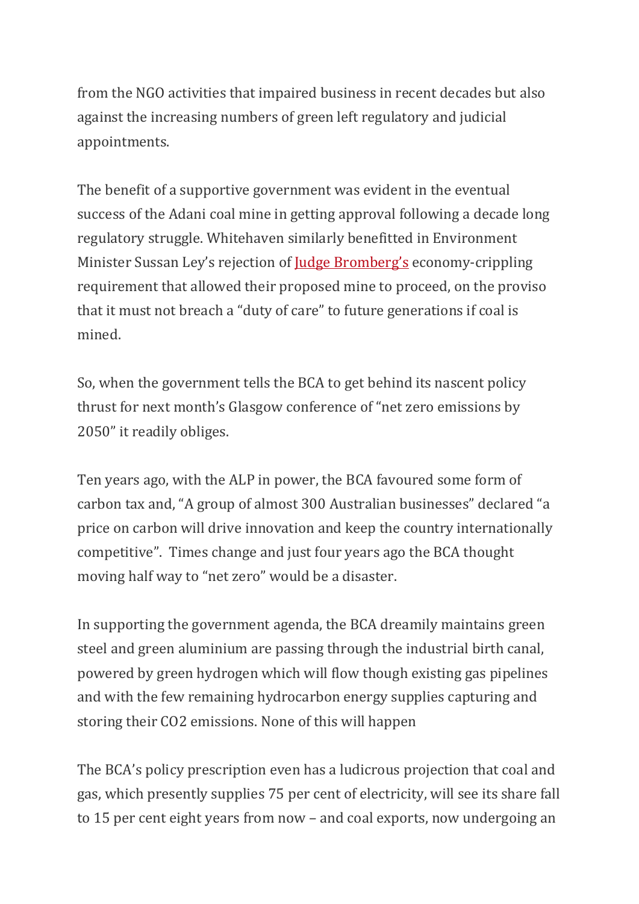from the NGO activities that impaired business in recent decades but also against the increasing numbers of green left regulatory and judicial appointments.

The benefit of a supportive government was evident in the eventual success of the Adani coal mine in getting approval following a decade long regulatory struggle. Whitehaven similarly benefitted in Environment Minister Sussan Ley's rejection of Judge Bromberg's economy-crippling requirement that allowed their proposed mine to proceed, on the proviso that it must not breach a "duty of care" to future generations if coal is mined.

So, when the government tells the BCA to get behind its nascent policy thrust for next month's Glasgow conference of "net zero emissions by 2050" it readily obliges.

Ten years ago, with the ALP in power, the BCA favoured some form of carbon tax and, "A group of almost 300 Australian businesses" declared "a price on carbon will drive innovation and keep the country internationally competitive". Times change and just four years ago the BCA thought moving half way to "net zero" would be a disaster.

In supporting the government agenda, the BCA dreamily maintains green steel and green aluminium are passing through the industrial birth canal, powered by green hydrogen which will flow though existing gas pipelines and with the few remaining hydrocarbon energy supplies capturing and storing their CO2 emissions. None of this will happen

The BCA's policy prescription even has a ludicrous projection that coal and gas, which presently supplies 75 per cent of electricity, will see its share fall to 15 per cent eight years from now – and coal exports, now undergoing an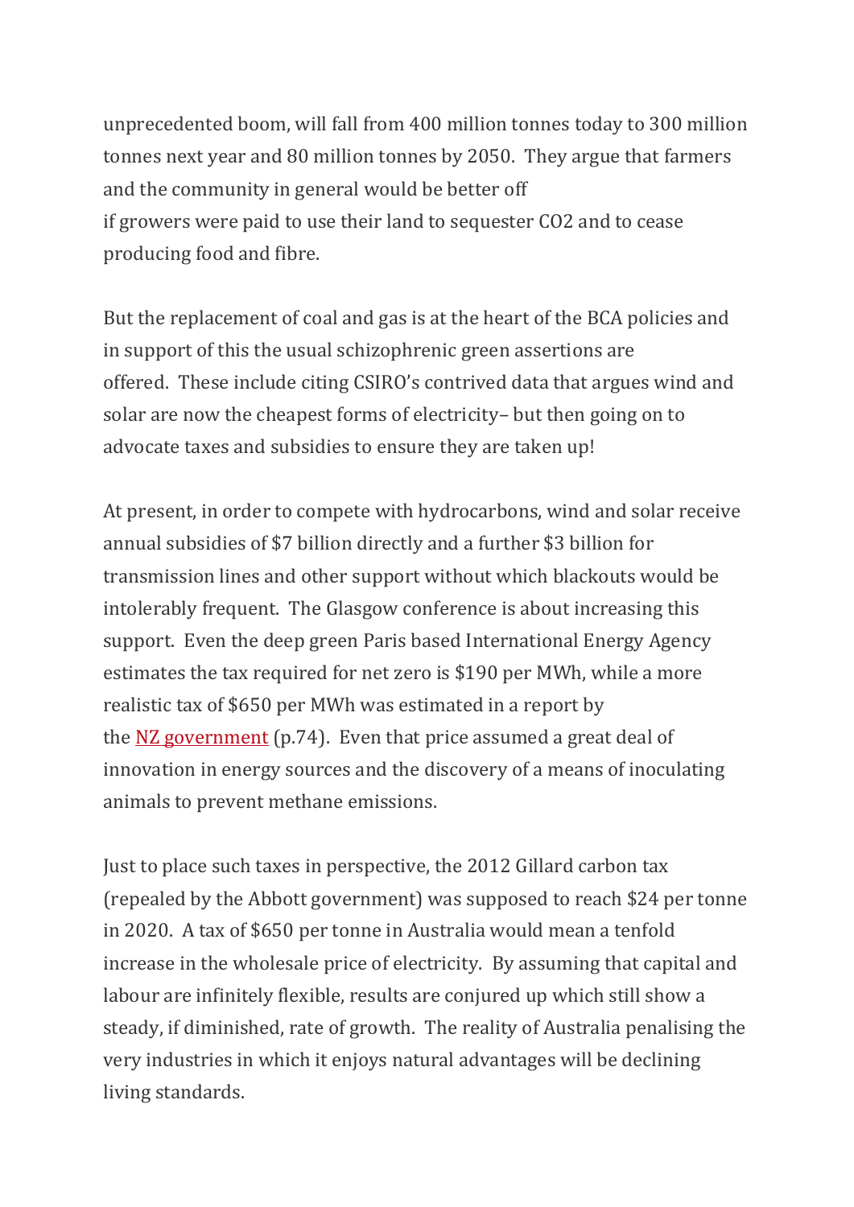unprecedented boom, will fall from 400 million tonnes today to 300 million tonnes next year and 80 million tonnes by 2050. They argue that farmers and the community in general would be better off if growers were paid to use their land to sequester $CO_2$ and to cease producing food and fibre.

But the replacement of coal and gas is at the heart of the BCA policies and in support of this the usual schizophrenic green assertions are offered. These include citing CSIRO's contrived data that argues wind and solar are now the cheapest forms of electricity– but then going on to advocate taxes and subsidies to ensure they are taken up!

At present, in order to compete with hydrocarbons, wind and solar receive annual subsidies of $7 billion directly and a further $3 billion for transmission lines and other support without which blackouts would be intolerably frequent. The Glasgow conference is about increasing this support. Even the deep green Paris based International Energy Agency estimates the tax required for net zero is $190 per MWh, while a more realistic tax of $650 per MWh was estimated in a report by the NZ government (p.74). Even that price assumed a great deal of innovation in energy sources and the discovery of a means of inoculating animals to prevent methane emissions.

Just to place such taxes in perspective, the 2012 Gillard carbon tax (repealed by the Abbott government) was supposed to reach $24 per tonne in 2020. A tax of $650 per tonne in Australia would mean a tenfold increase in the wholesale price of electricity. By assuming that capital and labour are infinitely flexible, results are conjured up which still show a steady, if diminished, rate of growth. The reality of Australia penalising the very industries in which it enjoys natural advantages will be declining living standards.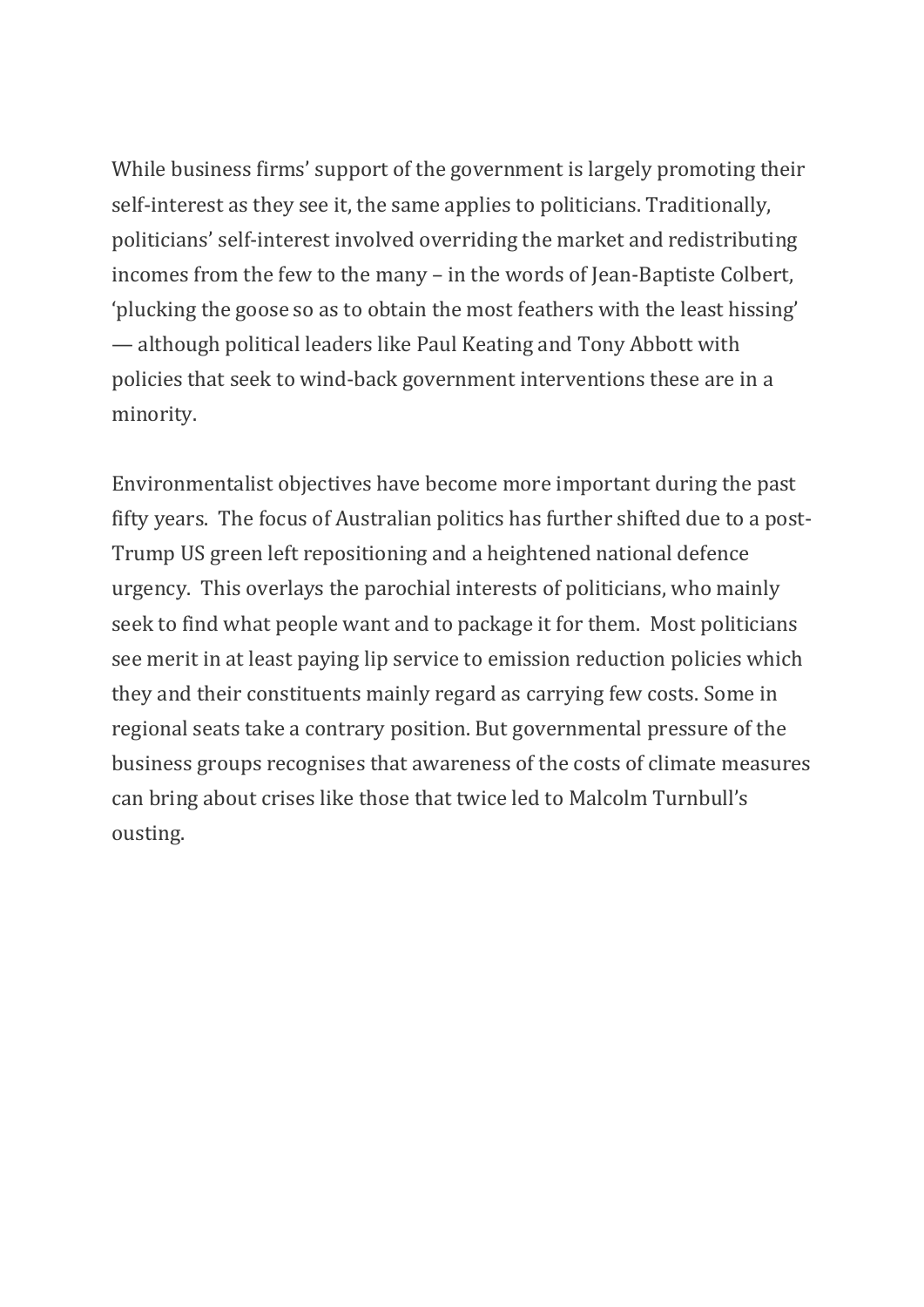While business firms' support of the government is largely promoting their self-interest as they see it, the same applies to politicians. Traditionally, politicians' self-interest involved overriding the market and redistributing incomes from the few to the many – in the words of Jean-Baptiste Colbert, 'plucking the goose so as to obtain the most feathers with the least hissing' — although political leaders like Paul Keating and Tony Abbott with policies that seek to wind-back government interventions these are in a minority.

Environmentalist objectives have become more important during the past fifty years. The focus of Australian politics has further shifted due to a post-Trump US green left repositioning and a heightened national defence urgency. This overlays the parochial interests of politicians, who mainly seek to find what people want and to package it for them. Most politicians see merit in at least paying lip service to emission reduction policies which they and their constituents mainly regard as carrying few costs. Some in regional seats take a contrary position. But governmental pressure of the business groups recognises that awareness of the costs of climate measures can bring about crises like those that twice led to Malcolm Turnbull's ousting.